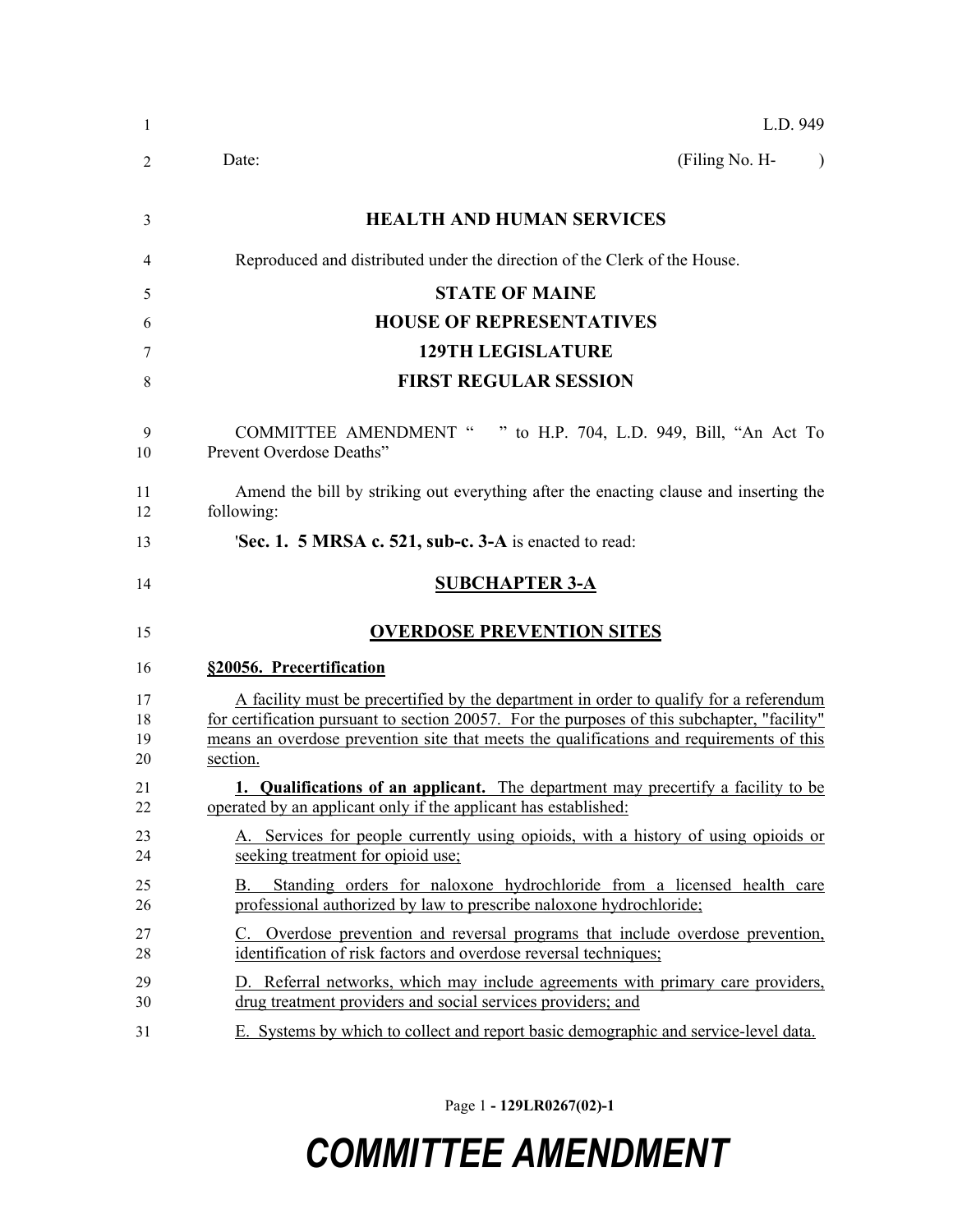L.D. 949

Date: (Filing No. H- )

**HEALTH AND HUMAN SERVICES**

Reproduced and distributed under the direction of the Clerk of the House.

**STATE OF MAINE**

**HOUSE OF REPRESENTATIVES**

**129TH LEGISLATURE**

**FIRST REGULAR SESSION**

COMMITTEE AMENDMENT " " to H.P. 704, L.D. 949, Bill, "An Act To Prevent Overdose Deaths"

Amend the bill by striking out everything after the enacting clause and inserting the following:

'**Sec. 1. 5 MRSA c. 521, sub-c. 3-A** is enacted to read:

**SUBCHAPTER 3-A**

**OVERDOSE PREVENTION SITES**

**§20056. Precertification**

A facility must be precertified by the department in order to qualify for a referendum for certification pursuant to section 20057. For the purposes of this subchapter, "facility" means an overdose prevention site that meets the qualifications and requirements of this section.

**1. Qualifications of an applicant.** The department may precertify a facility to be operated by an applicant only if the applicant has established:

A. Services for people currently using opioids, with a history of using opioids or seeking treatment for opioid use;

B. Standing orders for naloxone hydrochloride from a licensed health care professional authorized by law to prescribe naloxone hydrochloride;

C. Overdose prevention and reversal programs that include overdose prevention, identification of risk factors and overdose reversal techniques;

D. Referral networks, which may include agreements with primary care providers, drug treatment providers and social services providers; and

E. Systems by which to collect and report basic demographic and service-level data.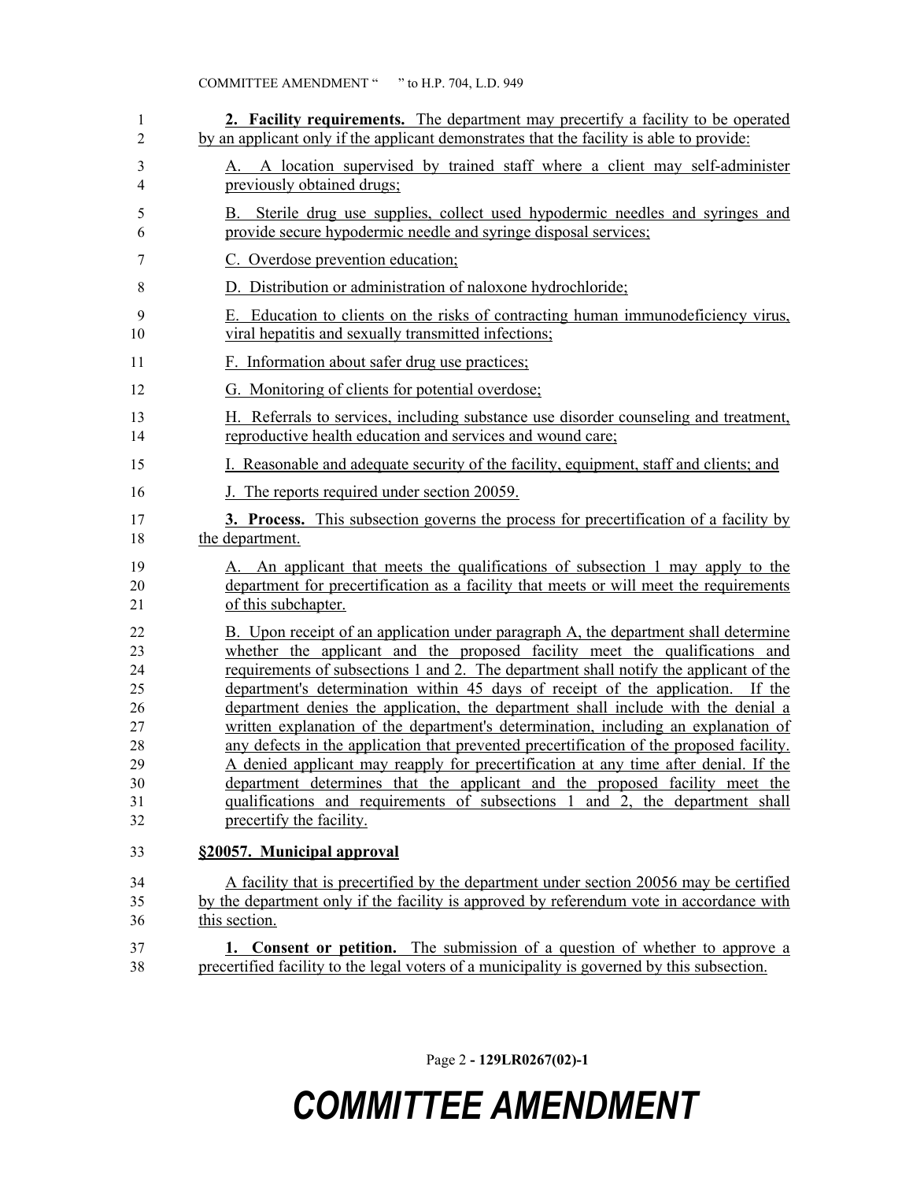**2. Facility requirements.** The department may precertify a facility to be operated by an applicant only if the applicant demonstrates that the facility is able to provide:

A. A location supervised by trained staff where a client may self-administer previously obtained drugs;

B. Sterile drug use supplies, collect used hypodermic needles and syringes and provide secure hypodermic needle and syringe disposal services;

C. Overdose prevention education;

D. Distribution or administration of naloxone hydrochloride;

E. Education to clients on the risks of contracting human immunodeficiency virus, viral hepatitis and sexually transmitted infections;

F. Information about safer drug use practices;

G. Monitoring of clients for potential overdose;

H. Referrals to services, including substance use disorder counseling and treatment, reproductive health education and services and wound care;

I. Reasonable and adequate security of the facility, equipment, staff and clients; and

J. The reports required under section 20059.

**3. Process.** This subsection governs the process for precertification of a facility by the department.

A. An applicant that meets the qualifications of subsection 1 may apply to the department for precertification as a facility that meets or will meet the requirements of this subchapter.

B. Upon receipt of an application under paragraph A, the department shall determine whether the applicant and the proposed facility meet the qualifications and requirements of subsections 1 and 2. The department shall notify the applicant of the department's determination within 45 days of receipt of the application. If the department denies the application, the department shall include with the denial a written explanation of the department's determination, including an explanation of any defects in the application that prevented precertification of the proposed facility. A denied applicant may reapply for precertification at any time after denial. If the department determines that the applicant and the proposed facility meet the qualifications and requirements of subsections 1 and 2, the department shall precertify the facility.

**§20057. Municipal approval**

A facility that is precertified by the department under section 20056 may be certified by the department only if the facility is approved by referendum vote in accordance with this section.

**1. Consent or petition.** The submission of a question of whether to approve a precertified facility to the legal voters of a municipality is governed by this subsection.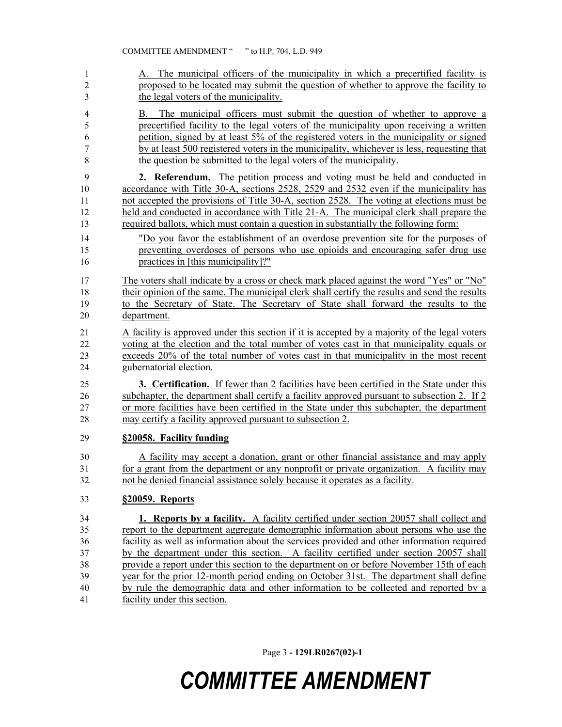A. The municipal officers of the municipality in which a precertified facility is proposed to be located may submit the question of whether to approve the facility to the legal voters of the municipality.

B. The municipal officers must submit the question of whether to approve a precertified facility to the legal voters of the municipality upon receiving a written petition, signed by at least 5% of the registered voters in the municipality or signed by at least 500 registered voters in the municipality, whichever is less, requesting that the question be submitted to the legal voters of the municipality.

**2. Referendum.** The petition process and voting must be held and conducted in accordance with Title 30-A, sections 2528, 2529 and 2532 even if the municipality has not accepted the provisions of Title 30-A, section 2528. The voting at elections must be held and conducted in accordance with Title 21-A. The municipal clerk shall prepare the required ballots, which must contain a question in substantially the following form:

"Do you favor the establishment of an overdose prevention site for the purposes of preventing overdoses of persons who use opioids and encouraging safer drug use practices in [this municipality]?"

The voters shall indicate by a cross or check mark placed against the word "Yes" or "No" their opinion of the same. The municipal clerk shall certify the results and send the results to the Secretary of State. The Secretary of State shall forward the results to the department.

A facility is approved under this section if it is accepted by a majority of the legal voters voting at the election and the total number of votes cast in that municipality equals or exceeds 20% of the total number of votes cast in that municipality in the most recent gubernatorial election.

**3. Certification.** If fewer than 2 facilities have been certified in the State under this subchapter, the department shall certify a facility approved pursuant to subsection 2. If 2 or more facilities have been certified in the State under this subchapter, the department may certify a facility approved pursuant to subsection 2.

**§20058. Facility funding**

A facility may accept a donation, grant or other financial assistance and may apply for a grant from the department or any nonprofit or private organization. A facility may not be denied financial assistance solely because it operates as a facility.

**§20059. Reports**

**1. Reports by a facility.** A facility certified under section 20057 shall collect and report to the department aggregate demographic information about persons who use the facility as well as information about the services provided and other information required by the department under this section. A facility certified under section 20057 shall provide a report under this section to the department on or before November 15th of each year for the prior 12-month period ending on October 31st. The department shall define by rule the demographic data and other information to be collected and reported by a facility under this section.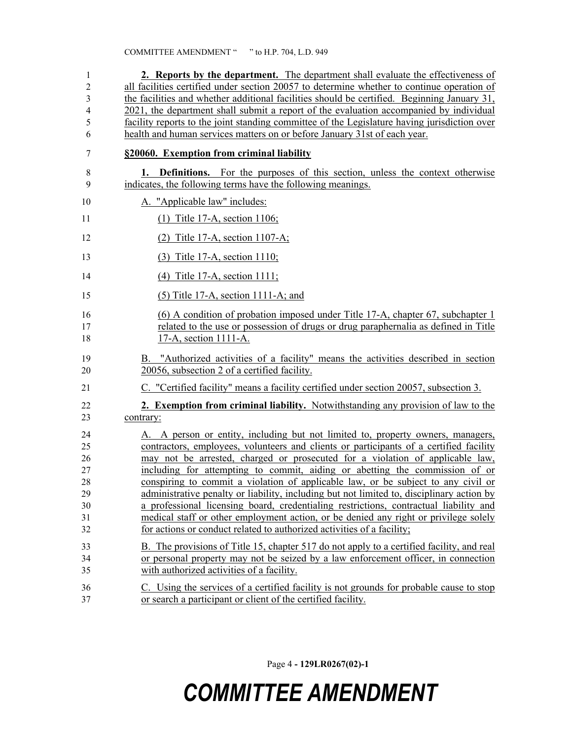**2. Reports by the department.** The department shall evaluate the effectiveness of all facilities certified under section 20057 to determine whether to continue operation of the facilities and whether additional facilities should be certified. Beginning January 31, 2021, the department shall submit a report of the evaluation accompanied by individual facility reports to the joint standing committee of the Legislature having jurisdiction over health and human services matters on or before January 31st of each year.

**§20060. Exemption from criminal liability**

**1. Definitions.** For the purposes of this section, unless the context otherwise indicates, the following terms have the following meanings.

A. "Applicable law" includes:

(1) Title 17-A, section 1106;

(2) Title 17-A, section 1107-A;

(3) Title 17-A, section 1110;

(4) Title 17-A, section 1111;

(5) Title 17-A, section 1111-A; and

(6) A condition of probation imposed under Title 17-A, chapter 67, subchapter 1 related to the use or possession of drugs or drug paraphernalia as defined in Title 17-A, section 1111-A.

B. "Authorized activities of a facility" means the activities described in section 20056, subsection 2 of a certified facility.

C. "Certified facility" means a facility certified under section 20057, subsection 3.

**2. Exemption from criminal liability.** Notwithstanding any provision of law to the contrary:

A. A person or entity, including but not limited to, property owners, managers, contractors, employees, volunteers and clients or participants of a certified facility may not be arrested, charged or prosecuted for a violation of applicable law, including for attempting to commit, aiding or abetting the commission of or conspiring to commit a violation of applicable law, or be subject to any civil or administrative penalty or liability, including but not limited to, disciplinary action by a professional licensing board, credentialing restrictions, contractual liability and medical staff or other employment action, or be denied any right or privilege solely for actions or conduct related to authorized activities of a facility;

B. The provisions of Title 15, chapter 517 do not apply to a certified facility, and real or personal property may not be seized by a law enforcement officer, in connection with authorized activities of a facility.

C. Using the services of a certified facility is not grounds for probable cause to stop or search a participant or client of the certified facility.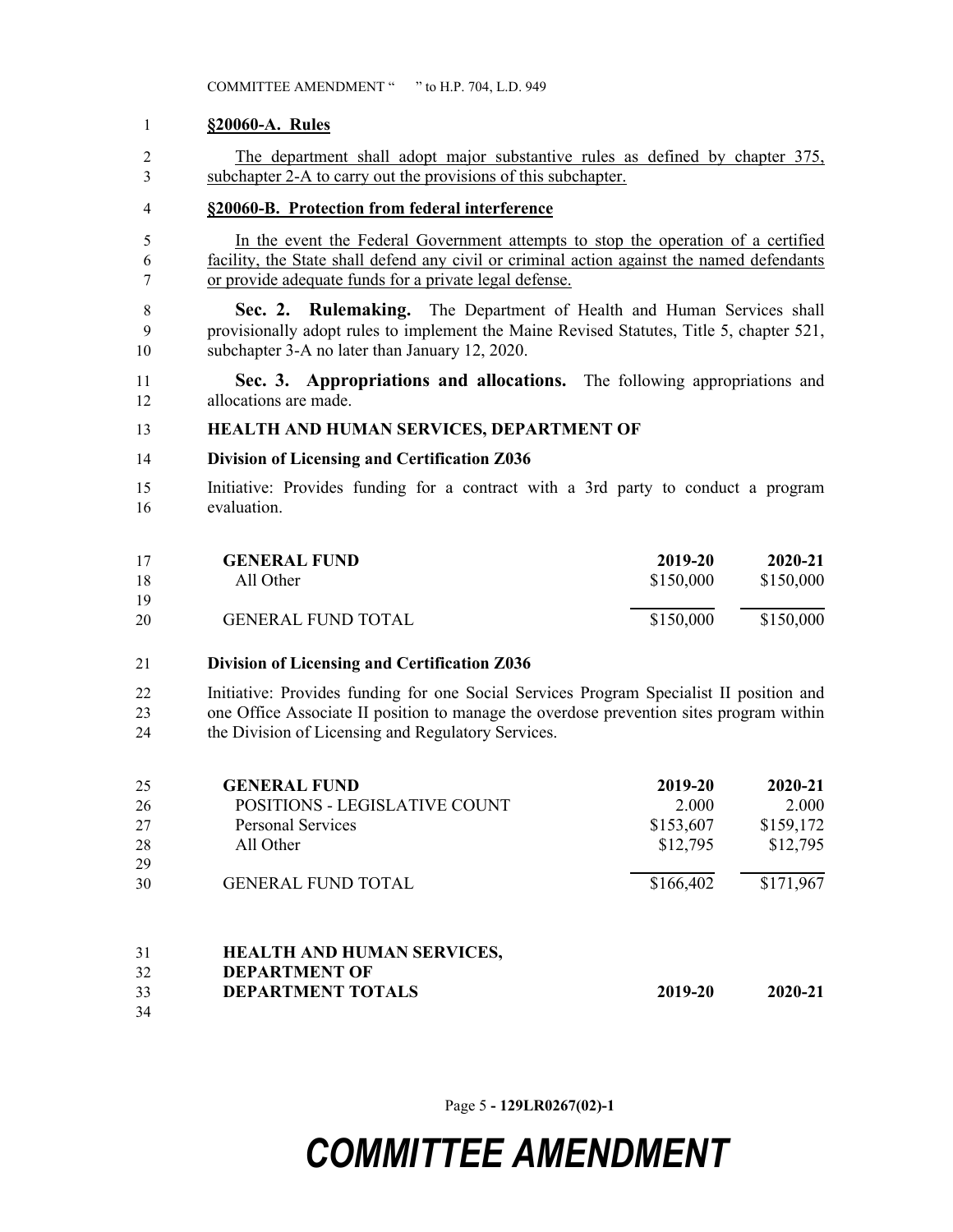**§20060-A. Rules**

The department shall adopt major substantive rules as defined by chapter 375, subchapter 2-A to carry out the provisions of this subchapter.

**§20060-B. Protection from federal interference**

In the event the Federal Government attempts to stop the operation of a certified facility, the State shall defend any civil or criminal action against the named defendants or provide adequate funds for a private legal defense.

**Sec. 2. Rulemaking.** The Department of Health and Human Services shall provisionally adopt rules to implement the Maine Revised Statutes, Title 5, chapter 521, subchapter 3-A no later than January 12, 2020.

**Sec. 3. Appropriations and allocations.** The following appropriations and allocations are made.

**HEALTH AND HUMAN SERVICES, DEPARTMENT OF**

**Division of Licensing and Certification Z036**

Initiative: Provides funding for a contract with a 3rd party to conduct a program evaluation.

| GENERAL FUND | 2019-20 | 2020-21 |
|---|---|---|
| All Other | $150,000 | $150,000 |
| GENERAL FUND TOTAL | $150,000 | $150,000 |

**Division of Licensing and Certification Z036**

Initiative: Provides funding for one Social Services Program Specialist II position and one Office Associate II position to manage the overdose prevention sites program within the Division of Licensing and Regulatory Services.

| GENERAL FUND | 2019-20 | 2020-21 |
|---|---|---|
| POSITIONS - LEGISLATIVE COUNT | 2.000 | 2.000 |
| Personal Services | $153,607 | $159,172 |
| All Other | $12,795 | $12,795 |
| GENERAL FUND TOTAL | $166,402 | $171,967 |

| HEALTH AND HUMAN SERVICES, DEPARTMENT OF DEPARTMENT TOTALS | 2019-20 | 2020-21 |
|---|---|---|

# COMMITTEE AMENDMENT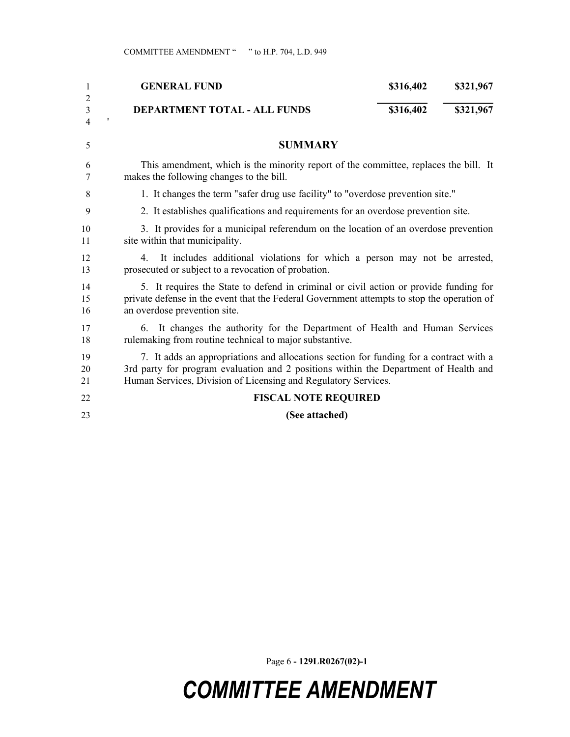| | | |
|---|---|---|
| **GENERAL FUND** | **$316,402** | **$321,967** |
| **DEPARTMENT TOTAL - ALL FUNDS** | **$316,402** | **$321,967** |

'

## SUMMARY

This amendment, which is the minority report of the committee, replaces the bill. It makes the following changes to the bill.

1. It changes the term "safer drug use facility" to "overdose prevention site."

2. It establishes qualifications and requirements for an overdose prevention site.

3. It provides for a municipal referendum on the location of an overdose prevention site within that municipality.

4. It includes additional violations for which a person may not be arrested, prosecuted or subject to a revocation of probation.

5. It requires the State to defend in criminal or civil action or provide funding for private defense in the event that the Federal Government attempts to stop the operation of an overdose prevention site.

6. It changes the authority for the Department of Health and Human Services rulemaking from routine technical to major substantive.

7. It adds an appropriations and allocations section for funding for a contract with a 3rd party for program evaluation and 2 positions within the Department of Health and Human Services, Division of Licensing and Regulatory Services.

**FISCAL NOTE REQUIRED**

**(See attached)**